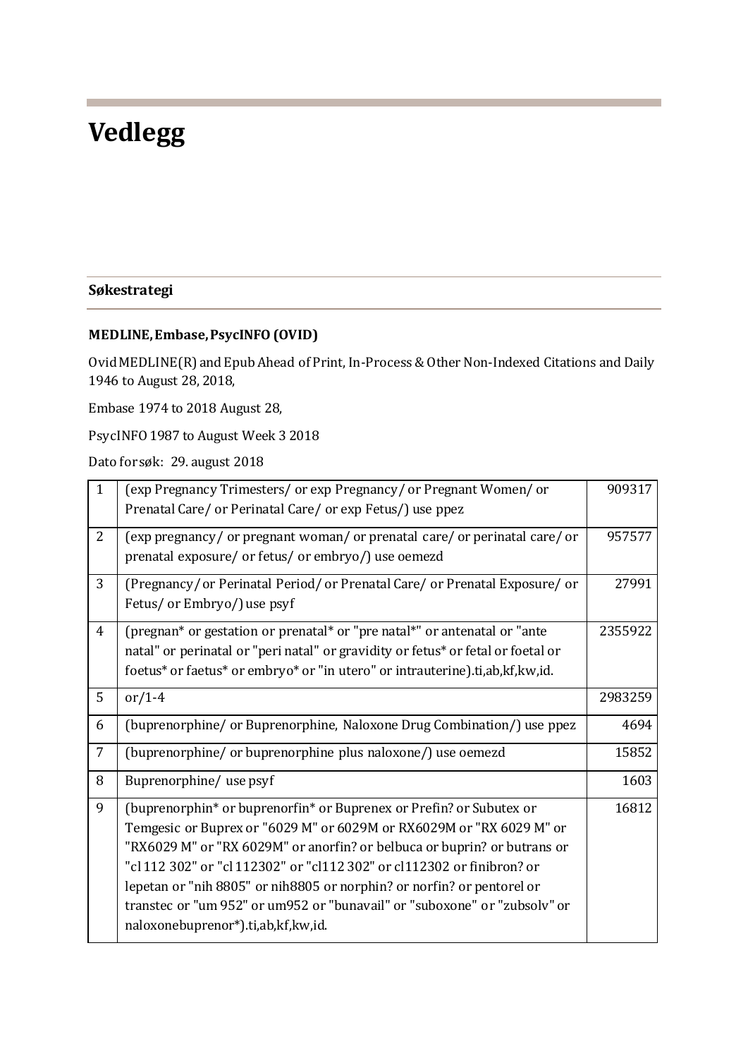# Vedlegg

## Søkestrategi

### MEDLINE, Embase, PsycINFO (OVID)

Ovid MEDLINE(R) and Epub Ahead of Print, In-Process & Other Non-Indexed Citations and Daily 1946 to August 28, 2018,

Embase 1974 to 2018 August 28,

PsycINFO 1987 to August Week 3 2018

Dato for søk: 29. august 2018

| | | |
|---|---|---|
| 1 | (exp Pregnancy Trimesters/ or exp Pregnancy/ or Pregnant Women/ or Prenatal Care/ or Perinatal Care/ or exp Fetus/) use ppez | 909317 |
| 2 | (exp pregnancy/ or pregnant woman/ or prenatal care/ or perinatal care/ or prenatal exposure/ or fetus/ or embryo/) use oemezd | 957577 |
| 3 | (Pregnancy/ or Perinatal Period/ or Prenatal Care/ or Prenatal Exposure/ or Fetus/ or Embryo/) use psyf | 27991 |
| 4 | (pregnan* or gestation or prenatal* or "pre natal*" or antenatal or "ante natal" or perinatal or "peri natal" or gravidity or fetus* or fetal or foetal or foetus* or faetus* or embryo* or "in utero" or intrauterine).ti,ab,kf,kw,id. | 2355922 |
| 5 | or/1-4 | 2983259 |
| 6 | (buprenorphine/ or Buprenorphine, Naloxone Drug Combination/) use ppez | 4694 |
| 7 | (buprenorphine/ or buprenorphine plus naloxone/) use oemezd | 15852 |
| 8 | Buprenorphine/ use psyf | 1603 |
| 9 | (buprenorphin* or buprenorfin* or Buprenex or Prefin? or Subutex or Temgesic or Buprex or "6029 M" or 6029M or RX6029M or "RX 6029 M" or "RX6029 M" or "RX 6029M" or anorfin? or belbuca or buprin? or butrans or "cl 112 302" or "cl 112302" or "cl112 302" or cl112302 or finibron? or lepetan or "nih 8805" or nih8805 or norphin? or norfin? or pentorel or transtec or "um 952" or um952 or "bunavail" or "suboxone" or "zubsolv" or naloxonebuprenor*).ti,ab,kf,kw,id. | 16812 |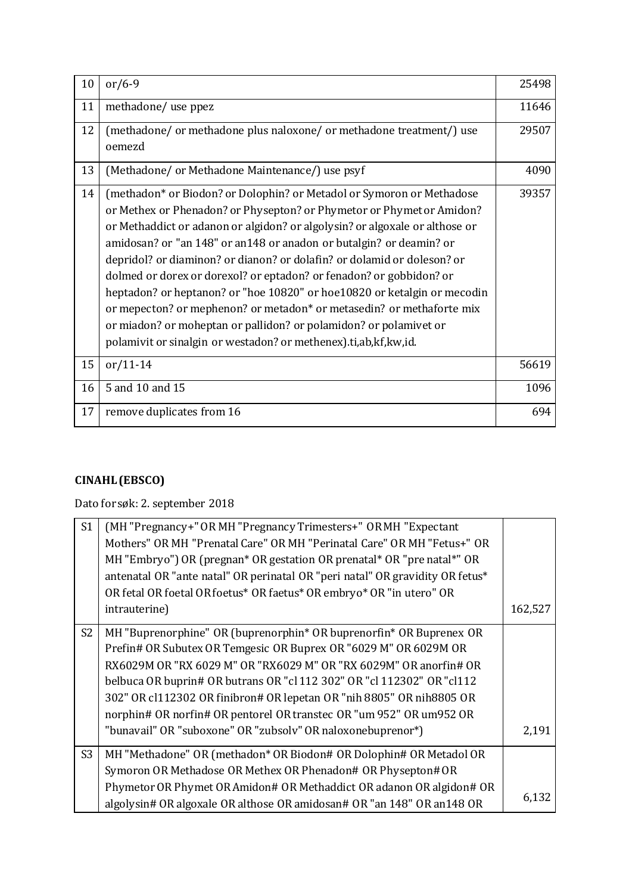| 10 | or/6-9 | 25498 |
|---|---|---|
| 11 | methadone/ use ppez | 11646 |
| 12 | (methadone/ or methadone plus naloxone/ or methadone treatment/) use oemezd | 29507 |
| 13 | (Methadone/ or Methadone Maintenance/) use psyf | 4090 |
| 14 | (methadon* or Biodon? or Dolophin? or Metadol or Symoron or Methadose or Methex or Phenadon? or Physepton? or Phymetor or Phymet or Amidon? or Methaddict or adanon or algidon? or algolysin? or algoxale or althose or amidosan? or "an 148" or an148 or anadon or butalgin? or deamin? or depridol? or diaminon? or dianon? or dolafin? or dolamid or doleson? or dolmed or dorex or dorexol? or eptadon? or fenadon? or gobbidon? or heptadon? or heptanon? or "hoe 10820" or hoe10820 or ketalgin or mecodin or mepecton? or mephenon? or metadon* or metasedin? or methaforte mix or miadon? or moheptan or pallidon? or polamidon? or polamivet or polamivit or sinalgin or westadon? or methenex).ti,ab,kf,kw,id. | 39357 |
| 15 | or/11-14 | 56619 |
| 16 | 5 and 10 and 15 | 1096 |
| 17 | remove duplicates from 16 | 694 |

**CINAHL (EBSCO)**

Dato for søk: 2. september 2018

| S1 | (MH "Pregnancy+" OR MH "Pregnancy Trimesters+" OR MH "Expectant Mothers" OR MH "Prenatal Care" OR MH "Perinatal Care" OR MH "Fetus+" OR MH "Embryo") OR (pregnan* OR gestation OR prenatal* OR "pre natal*" OR antenatal OR "ante natal" OR perinatal OR "peri natal" OR gravidity OR fetus* OR fetal OR foetal OR foetus* OR faetus* OR embryo* OR "in utero" OR intrauterine) | 162,527 |
|---|---|---|
| S2 | MH "Buprenorphine" OR (buprenorphin* OR buprenorfin* OR Buprenex OR Prefin# OR Subutex OR Temgesic OR Buprex OR "6029 M" OR 6029M OR RX6029M OR "RX 6029 M" OR "RX6029 M" OR "RX 6029M" OR anorfin# OR belbuca OR buprin# OR butrans OR "cl 112 302" OR "cl 112302" OR "cl112 302" OR cl112302 OR finibron# OR lepetan OR "nih 8805" OR nih8805 OR norphin# OR norfin# OR pentorel OR transtec OR "um 952" OR um952 OR "bunavail" OR "suboxone" OR "zubsolv" OR naloxonebuprenor*) | 2,191 |
| S3 | MH "Methadone" OR (methadon* OR Biodon# OR Dolophin# OR Metadol OR Symoron OR Methadose OR Methex OR Phenadon# OR Physepton# OR Phymetor OR Phymet OR Amidon# OR Methaddict OR adanon OR algidon# OR algolysin# OR algoxale OR althose OR amidosan# OR "an 148" OR an148 OR | 6,132 |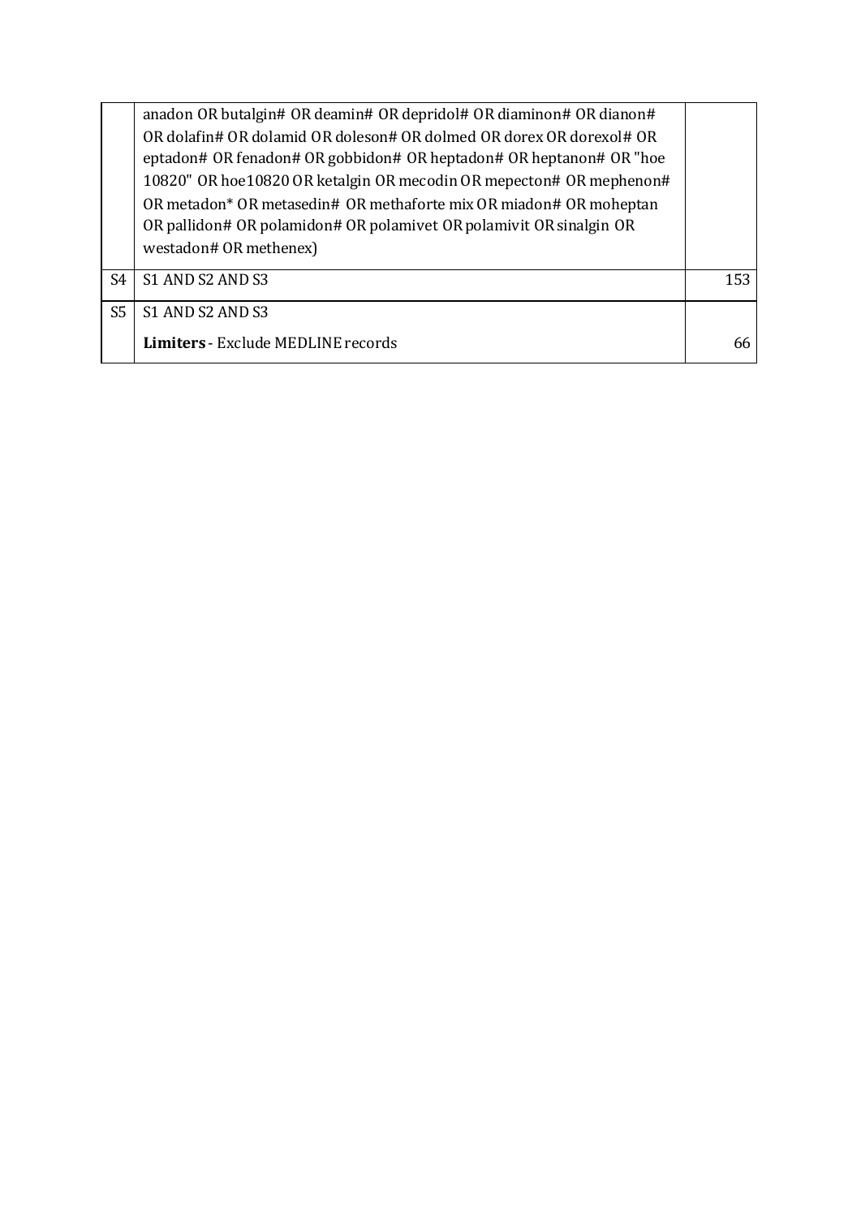| | | |
|---|---|---|
| | anadon OR butalgin# OR deamin# OR depridol# OR diaminon# OR dianon# OR dolafin# OR dolamid OR doleson# OR dolmed OR dorex OR dorexol# OR eptadon# OR fenadon# OR gobbidon# OR heptadon# OR heptanon# OR "hoe 10820" OR hoe10820 OR ketalgin OR mecodin OR mepecton# OR mephenon# OR metadon* OR metasedin# OR methaforte mix OR miadon# OR moheptan OR pallidon# OR polamidon# OR polamivet OR polamivit OR sinalgin OR westadon# OR methenex) | |
| S4 | S1 AND S2 AND S3 | 153 |
| S5 | S1 AND S2 AND S3<br>**Limiters** - Exclude MEDLINE records | 66 |